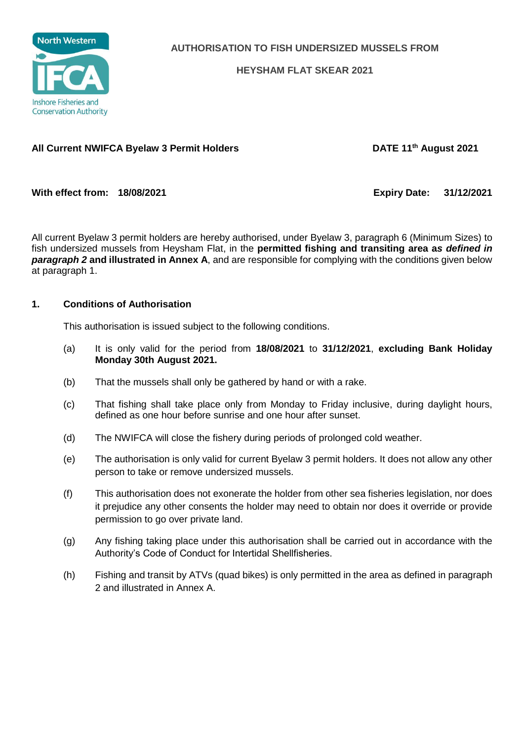North Western IFCA Inshore Fisheries and Conservation Authority

# AUTHORISATION TO FISH UNDERSIZED MUSSELS FROM

# HEYSHAM FLAT SKEAR 2021

**All Current NWIFCA Byelaw 3 Permit Holders** **DATE 11th August 2021**

**With effect from: 18/08/2021** **Expiry Date: 31/12/2021**

All current Byelaw 3 permit holders are hereby authorised, under Byelaw 3, paragraph 6 (Minimum Sizes) to fish undersized mussels from Heysham Flat, in the **permitted fishing and transiting area a*s defined in paragraph 2*** **and illustrated in Annex A**, and are responsible for complying with the conditions given below at paragraph 1.

## 1. Conditions of Authorisation

This authorisation is issued subject to the following conditions.

(a) It is only valid for the period from **18/08/2021** to **31/12/2021**, **excluding Bank Holiday Monday 30th August 2021.**

(b) That the mussels shall only be gathered by hand or with a rake.

(c) That fishing shall take place only from Monday to Friday inclusive, during daylight hours, defined as one hour before sunrise and one hour after sunset.

(d) The NWIFCA will close the fishery during periods of prolonged cold weather.

(e) The authorisation is only valid for current Byelaw 3 permit holders. It does not allow any other person to take or remove undersized mussels.

(f) This authorisation does not exonerate the holder from other sea fisheries legislation, nor does it prejudice any other consents the holder may need to obtain nor does it override or provide permission to go over private land.

(g) Any fishing taking place under this authorisation shall be carried out in accordance with the Authority's Code of Conduct for Intertidal Shellfisheries.

(h) Fishing and transit by ATVs (quad bikes) is only permitted in the area as defined in paragraph 2 and illustrated in Annex A.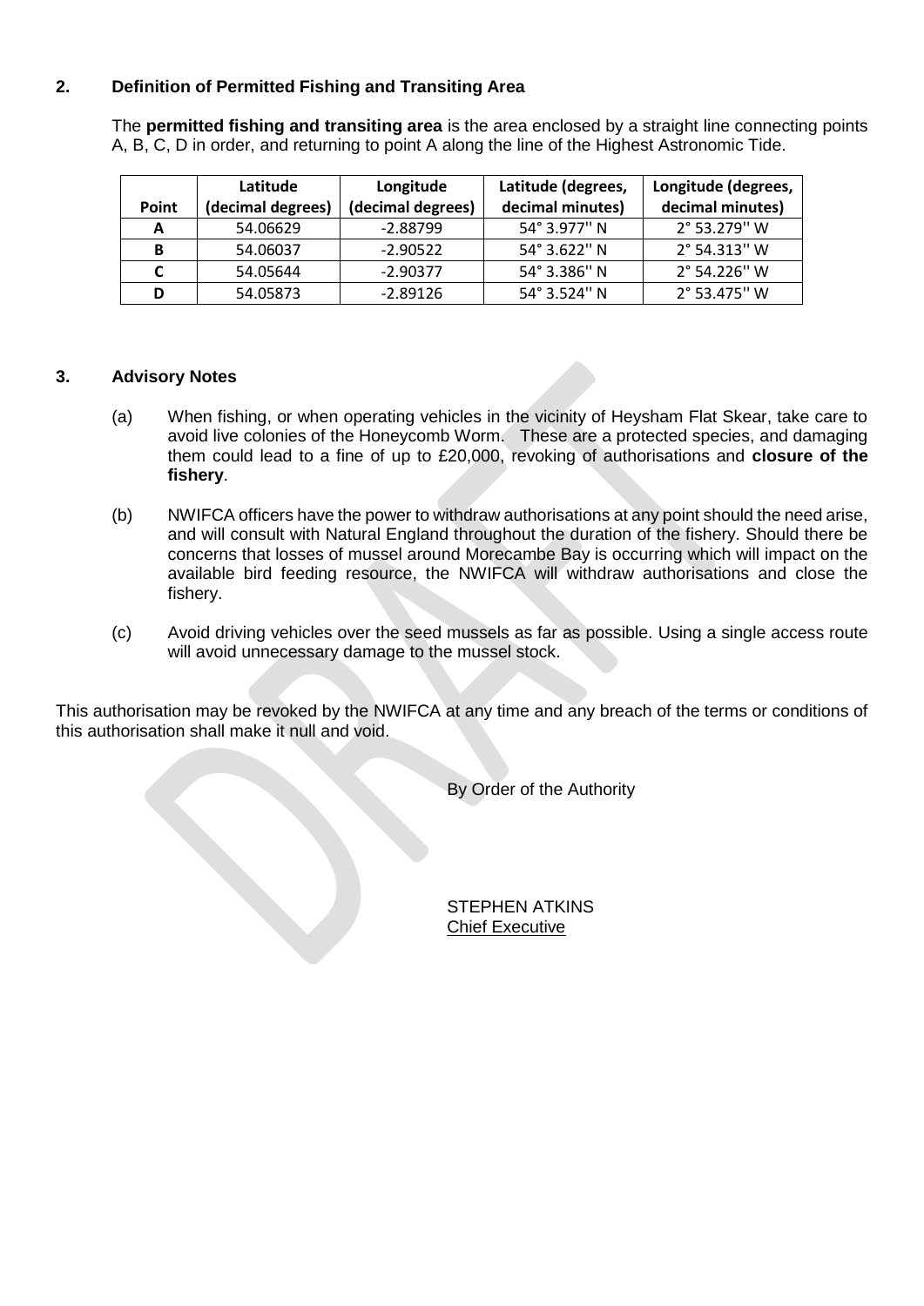## 2. Definition of Permitted Fishing and Transiting Area

The **permitted fishing and transiting area** is the area enclosed by a straight line connecting points A, B, C, D in order, and returning to point A along the line of the Highest Astronomic Tide.

| Point | Latitude (decimal degrees) | Longitude (decimal degrees) | Latitude (degrees, decimal minutes) | Longitude (degrees, decimal minutes) |
|---|---|---|---|---|
| **A** | 54.06629 | -2.88799 | 54° 3.977'' N | 2° 53.279'' W |
| **B** | 54.06037 | -2.90522 | 54° 3.622'' N | 2° 54.313'' W |
| **C** | 54.05644 | -2.90377 | 54° 3.386'' N | 2° 54.226'' W |
| **D** | 54.05873 | -2.89126 | 54° 3.524'' N | 2° 53.475'' W |

## 3. Advisory Notes

(a) When fishing, or when operating vehicles in the vicinity of Heysham Flat Skear, take care to avoid live colonies of the Honeycomb Worm. These are a protected species, and damaging them could lead to a fine of up to £20,000, revoking of authorisations and **closure of the fishery**.

(b) NWIFCA officers have the power to withdraw authorisations at any point should the need arise, and will consult with Natural England throughout the duration of the fishery. Should there be concerns that losses of mussel around Morecambe Bay is occurring which will impact on the available bird feeding resource, the NWIFCA will withdraw authorisations and close the fishery.

(c) Avoid driving vehicles over the seed mussels as far as possible. Using a single access route will avoid unnecessary damage to the mussel stock.

This authorisation may be revoked by the NWIFCA at any time and any breach of the terms or conditions of this authorisation shall make it null and void.

By Order of the Authority

STEPHEN ATKINS
Chief Executive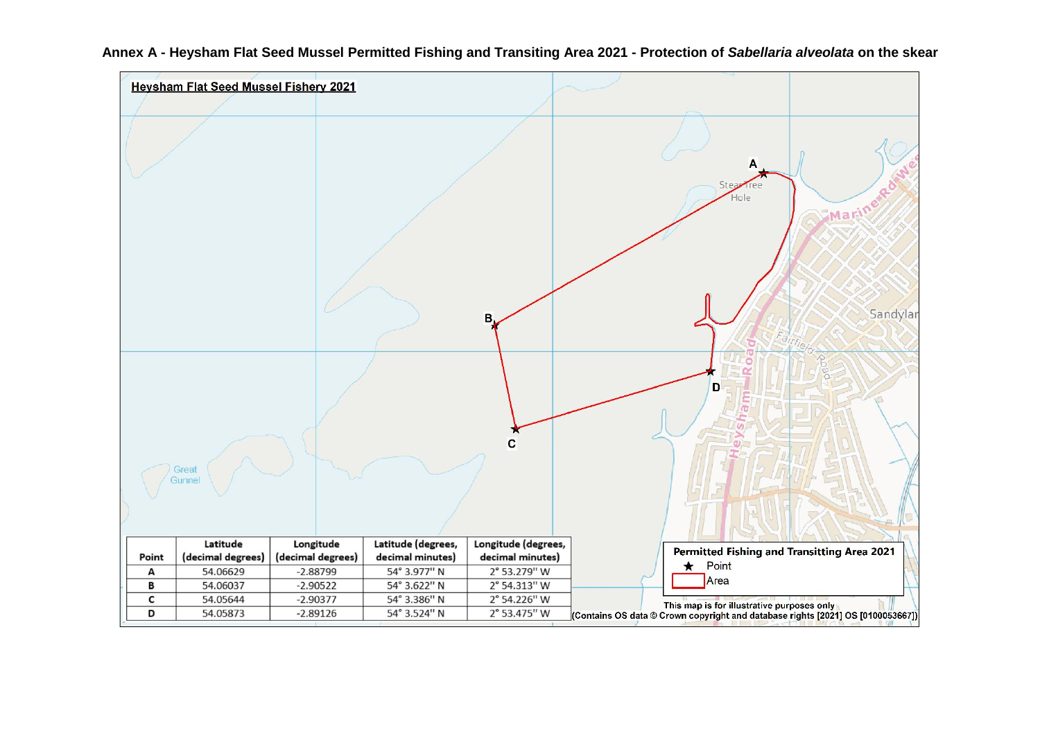**Annex A - Heysham Flat Seed Mussel Permitted Fishing and Transiting Area 2021 - Protection of *Sabellaria alveolata* on the skear**

Heysham Flat Seed Mussel Fishery 2021

| Point | Latitude (decimal degrees) | Longitude (decimal degrees) | Latitude (degrees, decimal minutes) | Longitude (degrees, decimal minutes) |
|---|---|---|---|---|
| A | 54.06629 | -2.88799 | 54° 3.977'' N | 2° 53.279'' W |
| B | 54.06037 | -2.90522 | 54° 3.622'' N | 2° 54.313'' W |
| C | 54.05644 | -2.90377 | 54° 3.386'' N | 2° 54.226'' W |
| D | 54.05873 | -2.89126 | 54° 3.524'' N | 2° 53.475'' W |

Permitted Fishing and Transiting Area 2021

★ Point

Area

This map is for illustrative purposes only

(Contains OS data © Crown copyright and database rights [2021] OS [0100053667])